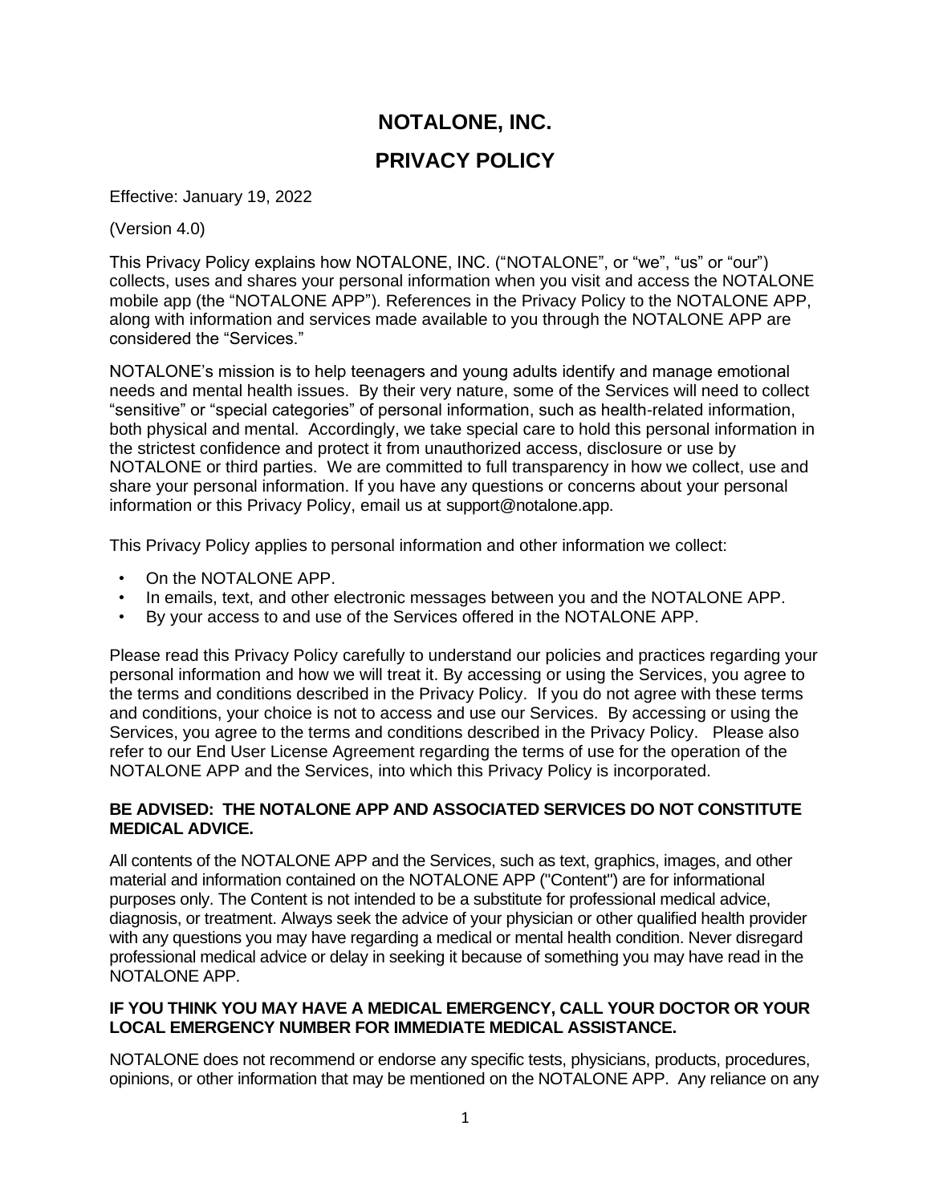# NOTALONE, INC.

# PRIVACY POLICY

Effective: January 19, 2022

(Version 4.0)

This Privacy Policy explains how NOTALONE, INC. ("NOTALONE", or "we", "us" or "our") collects, uses and shares your personal information when you visit and access the NOTALONE mobile app (the "NOTALONE APP"). References in the Privacy Policy to the NOTALONE APP, along with information and services made available to you through the NOTALONE APP are considered the "Services."

NOTALONE's mission is to help teenagers and young adults identify and manage emotional needs and mental health issues. By their very nature, some of the Services will need to collect "sensitive" or "special categories" of personal information, such as health-related information, both physical and mental. Accordingly, we take special care to hold this personal information in the strictest confidence and protect it from unauthorized access, disclosure or use by NOTALONE or third parties. We are committed to full transparency in how we collect, use and share your personal information. If you have any questions or concerns about your personal information or this Privacy Policy, email us at support@notalone.app.

This Privacy Policy applies to personal information and other information we collect:

- On the NOTALONE APP.
- In emails, text, and other electronic messages between you and the NOTALONE APP.
- By your access to and use of the Services offered in the NOTALONE APP.

Please read this Privacy Policy carefully to understand our policies and practices regarding your personal information and how we will treat it. By accessing or using the Services, you agree to the terms and conditions described in the Privacy Policy. If you do not agree with these terms and conditions, your choice is not to access and use our Services. By accessing or using the Services, you agree to the terms and conditions described in the Privacy Policy. Please also refer to our End User License Agreement regarding the terms of use for the operation of the NOTALONE APP and the Services, into which this Privacy Policy is incorporated.

**BE ADVISED: THE NOTALONE APP AND ASSOCIATED SERVICES DO NOT CONSTITUTE MEDICAL ADVICE.**

All contents of the NOTALONE APP and the Services, such as text, graphics, images, and other material and information contained on the NOTALONE APP ("Content") are for informational purposes only. The Content is not intended to be a substitute for professional medical advice, diagnosis, or treatment. Always seek the advice of your physician or other qualified health provider with any questions you may have regarding a medical or mental health condition. Never disregard professional medical advice or delay in seeking it because of something you may have read in the NOTALONE APP.

**IF YOU THINK YOU MAY HAVE A MEDICAL EMERGENCY, CALL YOUR DOCTOR OR YOUR LOCAL EMERGENCY NUMBER FOR IMMEDIATE MEDICAL ASSISTANCE.**

NOTALONE does not recommend or endorse any specific tests, physicians, products, procedures, opinions, or other information that may be mentioned on the NOTALONE APP. Any reliance on any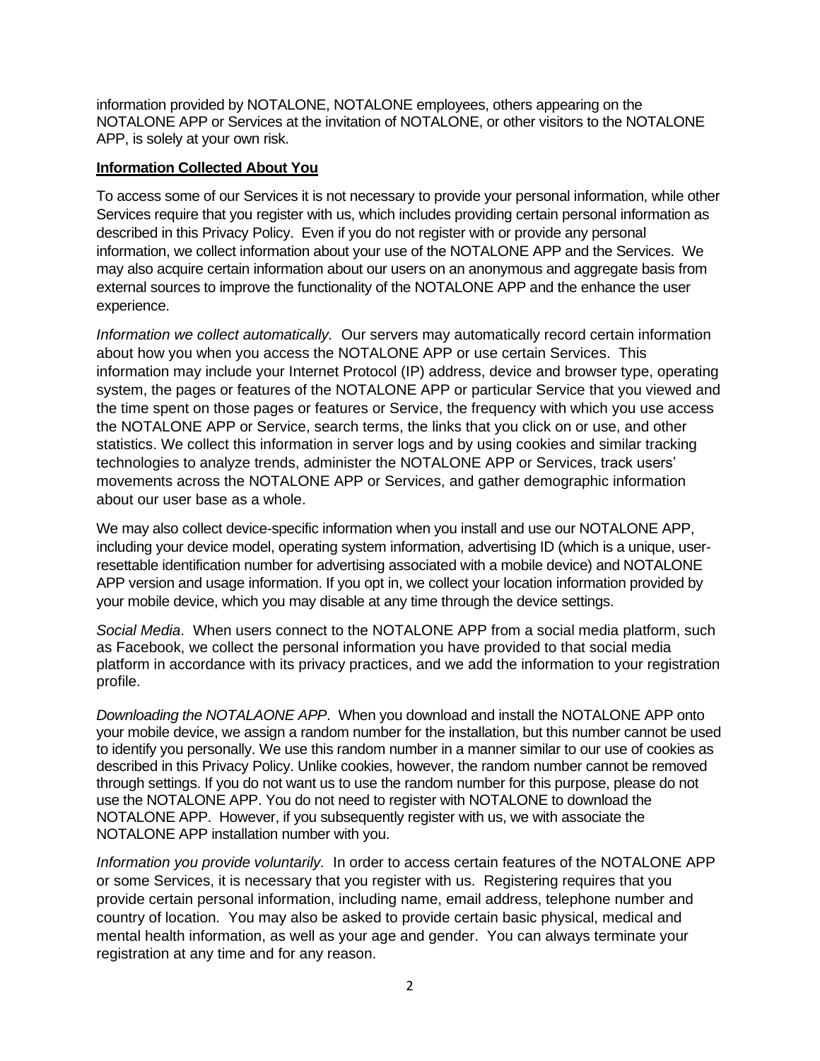information provided by NOTALONE, NOTALONE employees, others appearing on the NOTALONE APP or Services at the invitation of NOTALONE, or other visitors to the NOTALONE APP, is solely at your own risk.

**Information Collected About You**

To access some of our Services it is not necessary to provide your personal information, while other Services require that you register with us, which includes providing certain personal information as described in this Privacy Policy. Even if you do not register with or provide any personal information, we collect information about your use of the NOTALONE APP and the Services. We may also acquire certain information about our users on an anonymous and aggregate basis from external sources to improve the functionality of the NOTALONE APP and the enhance the user experience.

*Information we collect automatically.* Our servers may automatically record certain information about how you when you access the NOTALONE APP or use certain Services. This information may include your Internet Protocol (IP) address, device and browser type, operating system, the pages or features of the NOTALONE APP or particular Service that you viewed and the time spent on those pages or features or Service, the frequency with which you use access the NOTALONE APP or Service, search terms, the links that you click on or use, and other statistics. We collect this information in server logs and by using cookies and similar tracking technologies to analyze trends, administer the NOTALONE APP or Services, track users' movements across the NOTALONE APP or Services, and gather demographic information about our user base as a whole.

We may also collect device-specific information when you install and use our NOTALONE APP, including your device model, operating system information, advertising ID (which is a unique, user-resettable identification number for advertising associated with a mobile device) and NOTALONE APP version and usage information. If you opt in, we collect your location information provided by your mobile device, which you may disable at any time through the device settings.

*Social Media*. When users connect to the NOTALONE APP from a social media platform, such as Facebook, we collect the personal information you have provided to that social media platform in accordance with its privacy practices, and we add the information to your registration profile.

*Downloading the NOTALAONE APP*. When you download and install the NOTALONE APP onto your mobile device, we assign a random number for the installation, but this number cannot be used to identify you personally. We use this random number in a manner similar to our use of cookies as described in this Privacy Policy. Unlike cookies, however, the random number cannot be removed through settings. If you do not want us to use the random number for this purpose, please do not use the NOTALONE APP. You do not need to register with NOTALONE to download the NOTALONE APP. However, if you subsequently register with us, we with associate the NOTALONE APP installation number with you.

*Information you provide voluntarily.* In order to access certain features of the NOTALONE APP or some Services, it is necessary that you register with us. Registering requires that you provide certain personal information, including name, email address, telephone number and country of location. You may also be asked to provide certain basic physical, medical and mental health information, as well as your age and gender. You can always terminate your registration at any time and for any reason.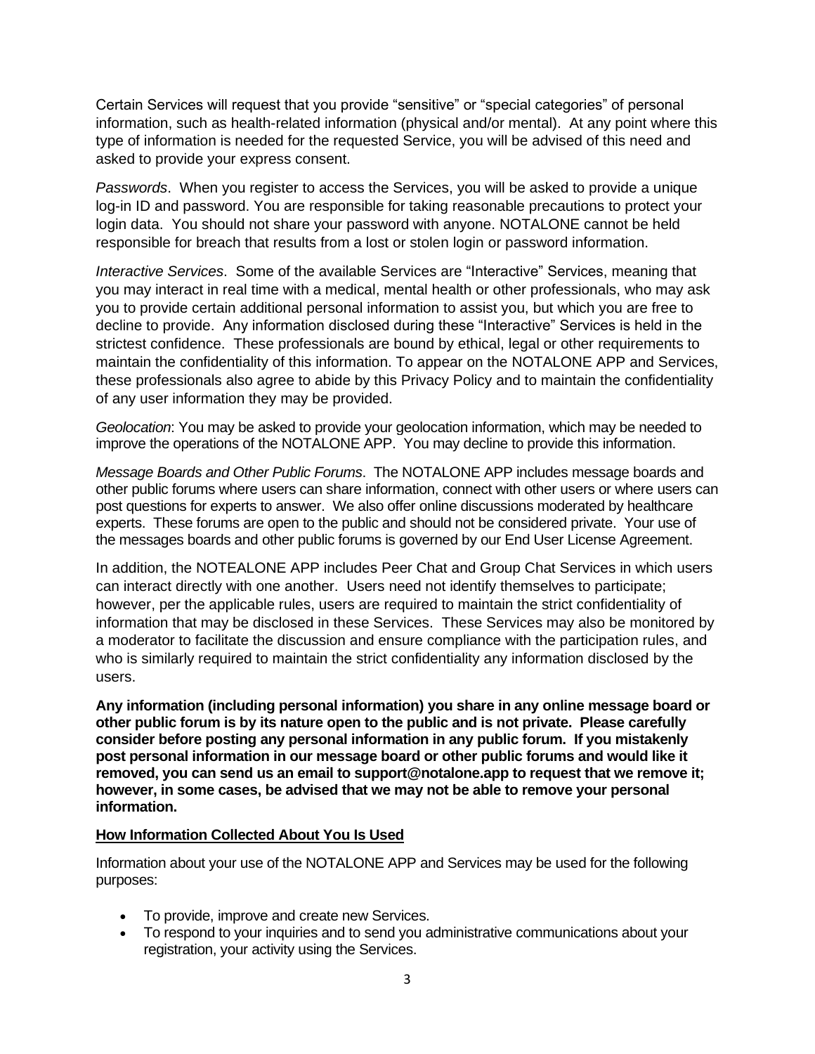Certain Services will request that you provide "sensitive" or "special categories" of personal information, such as health-related information (physical and/or mental). At any point where this type of information is needed for the requested Service, you will be advised of this need and asked to provide your express consent.

*Passwords*. When you register to access the Services, you will be asked to provide a unique log-in ID and password. You are responsible for taking reasonable precautions to protect your login data. You should not share your password with anyone. NOTALONE cannot be held responsible for breach that results from a lost or stolen login or password information.

*Interactive Services*. Some of the available Services are "Interactive" Services, meaning that you may interact in real time with a medical, mental health or other professionals, who may ask you to provide certain additional personal information to assist you, but which you are free to decline to provide. Any information disclosed during these "Interactive" Services is held in the strictest confidence. These professionals are bound by ethical, legal or other requirements to maintain the confidentiality of this information. To appear on the NOTALONE APP and Services, these professionals also agree to abide by this Privacy Policy and to maintain the confidentiality of any user information they may be provided.

*Geolocation*: You may be asked to provide your geolocation information, which may be needed to improve the operations of the NOTALONE APP. You may decline to provide this information.

*Message Boards and Other Public Forums*. The NOTALONE APP includes message boards and other public forums where users can share information, connect with other users or where users can post questions for experts to answer. We also offer online discussions moderated by healthcare experts. These forums are open to the public and should not be considered private. Your use of the messages boards and other public forums is governed by our End User License Agreement.

In addition, the NOTEALONE APP includes Peer Chat and Group Chat Services in which users can interact directly with one another. Users need not identify themselves to participate; however, per the applicable rules, users are required to maintain the strict confidentiality of information that may be disclosed in these Services. These Services may also be monitored by a moderator to facilitate the discussion and ensure compliance with the participation rules, and who is similarly required to maintain the strict confidentiality any information disclosed by the users.

**Any information (including personal information) you share in any online message board or other public forum is by its nature open to the public and is not private. Please carefully consider before posting any personal information in any public forum. If you mistakenly post personal information in our message board or other public forums and would like it removed, you can send us an email to support@notalone.app to request that we remove it; however, in some cases, be advised that we may not be able to remove your personal information.**

## How Information Collected About You Is Used

Information about your use of the NOTALONE APP and Services may be used for the following purposes:

- To provide, improve and create new Services.
- To respond to your inquiries and to send you administrative communications about your registration, your activity using the Services.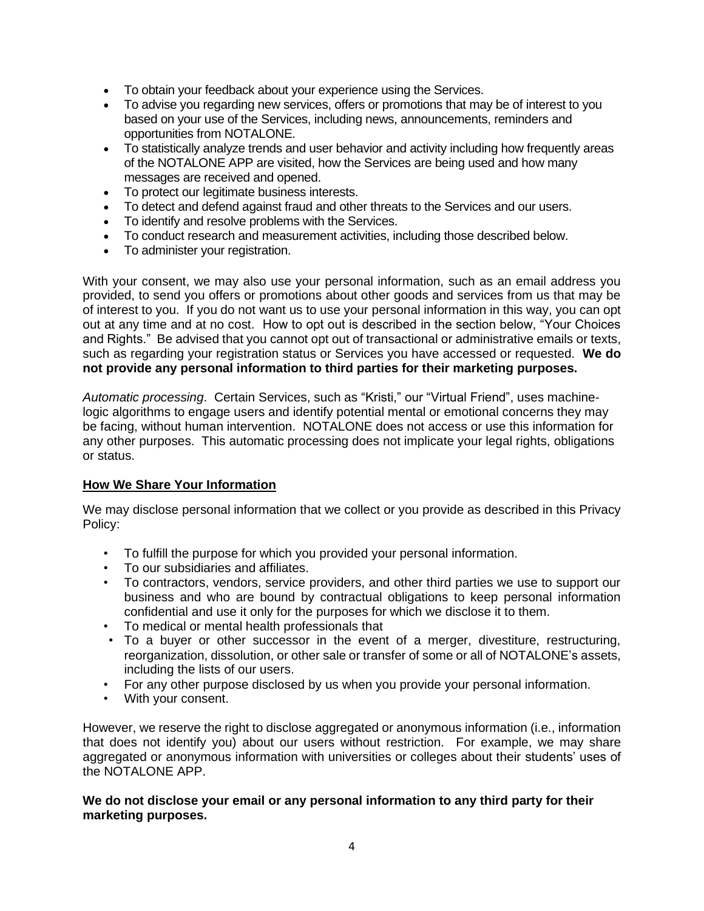- To obtain your feedback about your experience using the Services.
- To advise you regarding new services, offers or promotions that may be of interest to you based on your use of the Services, including news, announcements, reminders and opportunities from NOTALONE.
- To statistically analyze trends and user behavior and activity including how frequently areas of the NOTALONE APP are visited, how the Services are being used and how many messages are received and opened.
- To protect our legitimate business interests.
- To detect and defend against fraud and other threats to the Services and our users.
- To identify and resolve problems with the Services.
- To conduct research and measurement activities, including those described below.
- To administer your registration.

With your consent, we may also use your personal information, such as an email address you provided, to send you offers or promotions about other goods and services from us that may be of interest to you. If you do not want us to use your personal information in this way, you can opt out at any time and at no cost. How to opt out is described in the section below, "Your Choices and Rights." Be advised that you cannot opt out of transactional or administrative emails or texts, such as regarding your registration status or Services you have accessed or requested. **We do not provide any personal information to third parties for their marketing purposes.**

*Automatic processing*. Certain Services, such as "Kristi," our "Virtual Friend", uses machine-logic algorithms to engage users and identify potential mental or emotional concerns they may be facing, without human intervention. NOTALONE does not access or use this information for any other purposes. This automatic processing does not implicate your legal rights, obligations or status.

## How We Share Your Information

We may disclose personal information that we collect or you provide as described in this Privacy Policy:

- To fulfill the purpose for which you provided your personal information.
- To our subsidiaries and affiliates.
- To contractors, vendors, service providers, and other third parties we use to support our business and who are bound by contractual obligations to keep personal information confidential and use it only for the purposes for which we disclose it to them.
- To medical or mental health professionals that
- To a buyer or other successor in the event of a merger, divestiture, restructuring, reorganization, dissolution, or other sale or transfer of some or all of NOTALONE's assets, including the lists of our users.
- For any other purpose disclosed by us when you provide your personal information.
- With your consent.

However, we reserve the right to disclose aggregated or anonymous information (i.e., information that does not identify you) about our users without restriction. For example, we may share aggregated or anonymous information with universities or colleges about their students' uses of the NOTALONE APP.

**We do not disclose your email or any personal information to any third party for their marketing purposes.**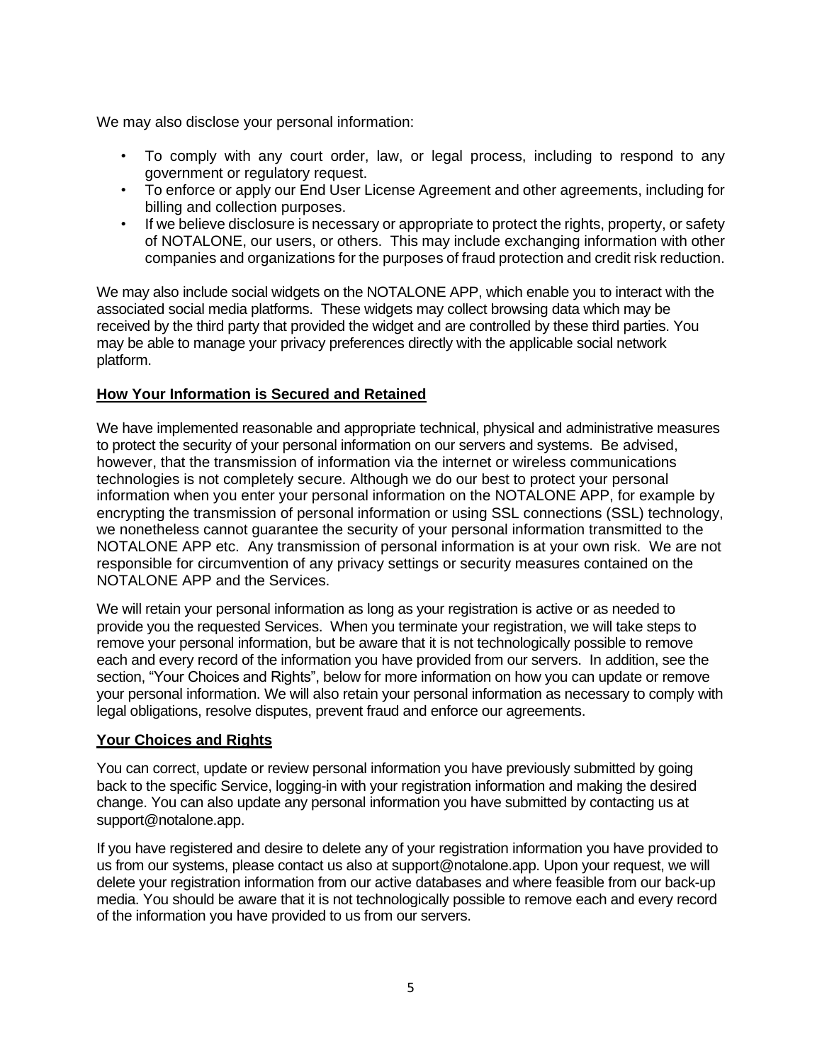We may also disclose your personal information:

- To comply with any court order, law, or legal process, including to respond to any government or regulatory request.
- To enforce or apply our End User License Agreement and other agreements, including for billing and collection purposes.
- If we believe disclosure is necessary or appropriate to protect the rights, property, or safety of NOTALONE, our users, or others. This may include exchanging information with other companies and organizations for the purposes of fraud protection and credit risk reduction.

We may also include social widgets on the NOTALONE APP, which enable you to interact with the associated social media platforms. These widgets may collect browsing data which may be received by the third party that provided the widget and are controlled by these third parties. You may be able to manage your privacy preferences directly with the applicable social network platform.

**How Your Information is Secured and Retained**

We have implemented reasonable and appropriate technical, physical and administrative measures to protect the security of your personal information on our servers and systems. Be advised, however, that the transmission of information via the internet or wireless communications technologies is not completely secure. Although we do our best to protect your personal information when you enter your personal information on the NOTALONE APP, for example by encrypting the transmission of personal information or using SSL connections (SSL) technology, we nonetheless cannot guarantee the security of your personal information transmitted to the NOTALONE APP etc. Any transmission of personal information is at your own risk. We are not responsible for circumvention of any privacy settings or security measures contained on the NOTALONE APP and the Services.

We will retain your personal information as long as your registration is active or as needed to provide you the requested Services. When you terminate your registration, we will take steps to remove your personal information, but be aware that it is not technologically possible to remove each and every record of the information you have provided from our servers. In addition, see the section, "Your Choices and Rights", below for more information on how you can update or remove your personal information. We will also retain your personal information as necessary to comply with legal obligations, resolve disputes, prevent fraud and enforce our agreements.

**Your Choices and Rights**

You can correct, update or review personal information you have previously submitted by going back to the specific Service, logging-in with your registration information and making the desired change. You can also update any personal information you have submitted by contacting us at support@notalone.app.

If you have registered and desire to delete any of your registration information you have provided to us from our systems, please contact us also at support@notalone.app. Upon your request, we will delete your registration information from our active databases and where feasible from our back-up media. You should be aware that it is not technologically possible to remove each and every record of the information you have provided to us from our servers.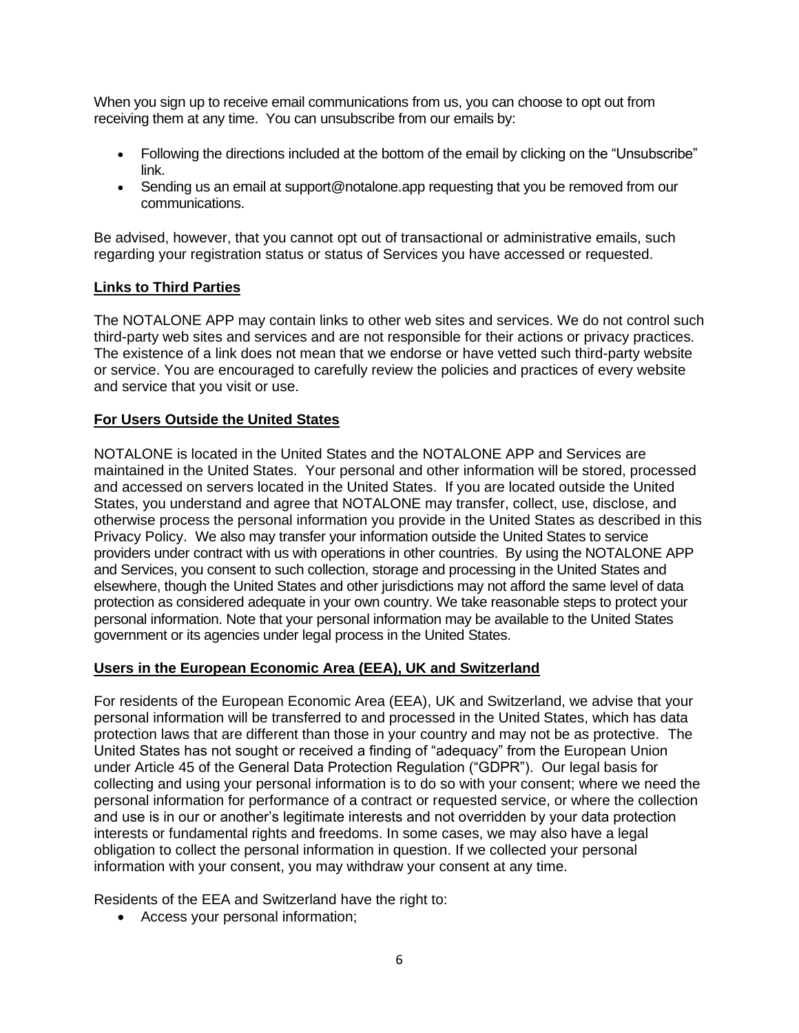When you sign up to receive email communications from us, you can choose to opt out from receiving them at any time. You can unsubscribe from our emails by:

- Following the directions included at the bottom of the email by clicking on the "Unsubscribe" link.
- Sending us an email at support@notalone.app requesting that you be removed from our communications.

Be advised, however, that you cannot opt out of transactional or administrative emails, such regarding your registration status or status of Services you have accessed or requested.

**Links to Third Parties**

The NOTALONE APP may contain links to other web sites and services. We do not control such third-party web sites and services and are not responsible for their actions or privacy practices. The existence of a link does not mean that we endorse or have vetted such third-party website or service. You are encouraged to carefully review the policies and practices of every website and service that you visit or use.

**For Users Outside the United States**

NOTALONE is located in the United States and the NOTALONE APP and Services are maintained in the United States. Your personal and other information will be stored, processed and accessed on servers located in the United States. If you are located outside the United States, you understand and agree that NOTALONE may transfer, collect, use, disclose, and otherwise process the personal information you provide in the United States as described in this Privacy Policy. We also may transfer your information outside the United States to service providers under contract with us with operations in other countries. By using the NOTALONE APP and Services, you consent to such collection, storage and processing in the United States and elsewhere, though the United States and other jurisdictions may not afford the same level of data protection as considered adequate in your own country. We take reasonable steps to protect your personal information. Note that your personal information may be available to the United States government or its agencies under legal process in the United States.

**Users in the European Economic Area (EEA), UK and Switzerland**

For residents of the European Economic Area (EEA), UK and Switzerland, we advise that your personal information will be transferred to and processed in the United States, which has data protection laws that are different than those in your country and may not be as protective. The United States has not sought or received a finding of "adequacy" from the European Union under Article 45 of the General Data Protection Regulation ("GDPR"). Our legal basis for collecting and using your personal information is to do so with your consent; where we need the personal information for performance of a contract or requested service, or where the collection and use is in our or another's legitimate interests and not overridden by your data protection interests or fundamental rights and freedoms. In some cases, we may also have a legal obligation to collect the personal information in question. If we collected your personal information with your consent, you may withdraw your consent at any time.

Residents of the EEA and Switzerland have the right to:

- Access your personal information;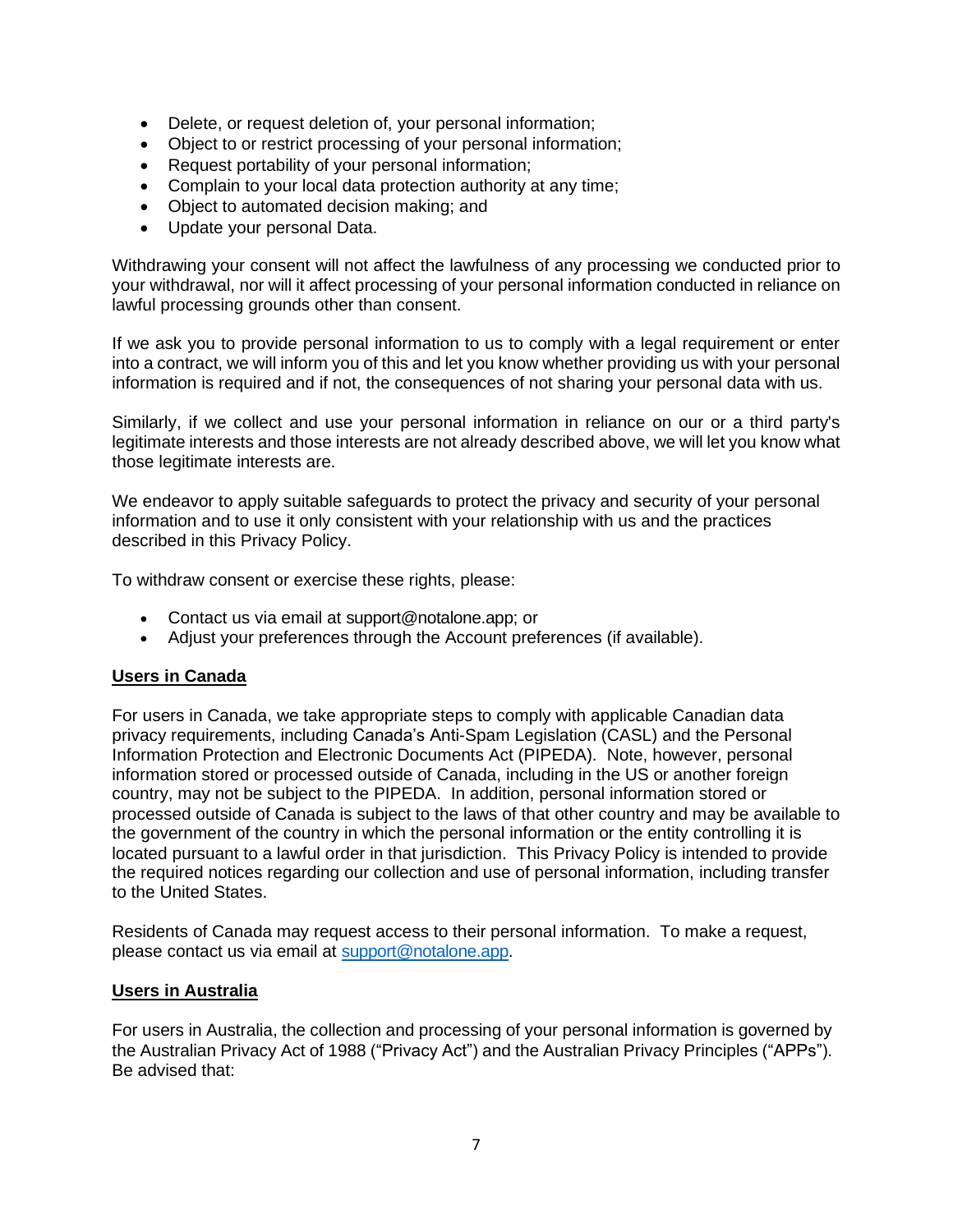- Delete, or request deletion of, your personal information;
- Object to or restrict processing of your personal information;
- Request portability of your personal information;
- Complain to your local data protection authority at any time;
- Object to automated decision making; and
- Update your personal Data.

Withdrawing your consent will not affect the lawfulness of any processing we conducted prior to your withdrawal, nor will it affect processing of your personal information conducted in reliance on lawful processing grounds other than consent.

If we ask you to provide personal information to us to comply with a legal requirement or enter into a contract, we will inform you of this and let you know whether providing us with your personal information is required and if not, the consequences of not sharing your personal data with us.

Similarly, if we collect and use your personal information in reliance on our or a third party's legitimate interests and those interests are not already described above, we will let you know what those legitimate interests are.

We endeavor to apply suitable safeguards to protect the privacy and security of your personal information and to use it only consistent with your relationship with us and the practices described in this Privacy Policy.

To withdraw consent or exercise these rights, please:

- Contact us via email at support@notalone.app; or
- Adjust your preferences through the Account preferences (if available).

**Users in Canada**

For users in Canada, we take appropriate steps to comply with applicable Canadian data privacy requirements, including Canada's Anti-Spam Legislation (CASL) and the Personal Information Protection and Electronic Documents Act (PIPEDA). Note, however, personal information stored or processed outside of Canada, including in the US or another foreign country, may not be subject to the PIPEDA. In addition, personal information stored or processed outside of Canada is subject to the laws of that other country and may be available to the government of the country in which the personal information or the entity controlling it is located pursuant to a lawful order in that jurisdiction. This Privacy Policy is intended to provide the required notices regarding our collection and use of personal information, including transfer to the United States.

Residents of Canada may request access to their personal information. To make a request, please contact us via email at support@notalone.app.

**Users in Australia**

For users in Australia, the collection and processing of your personal information is governed by the Australian Privacy Act of 1988 ("Privacy Act") and the Australian Privacy Principles ("APPs"). Be advised that: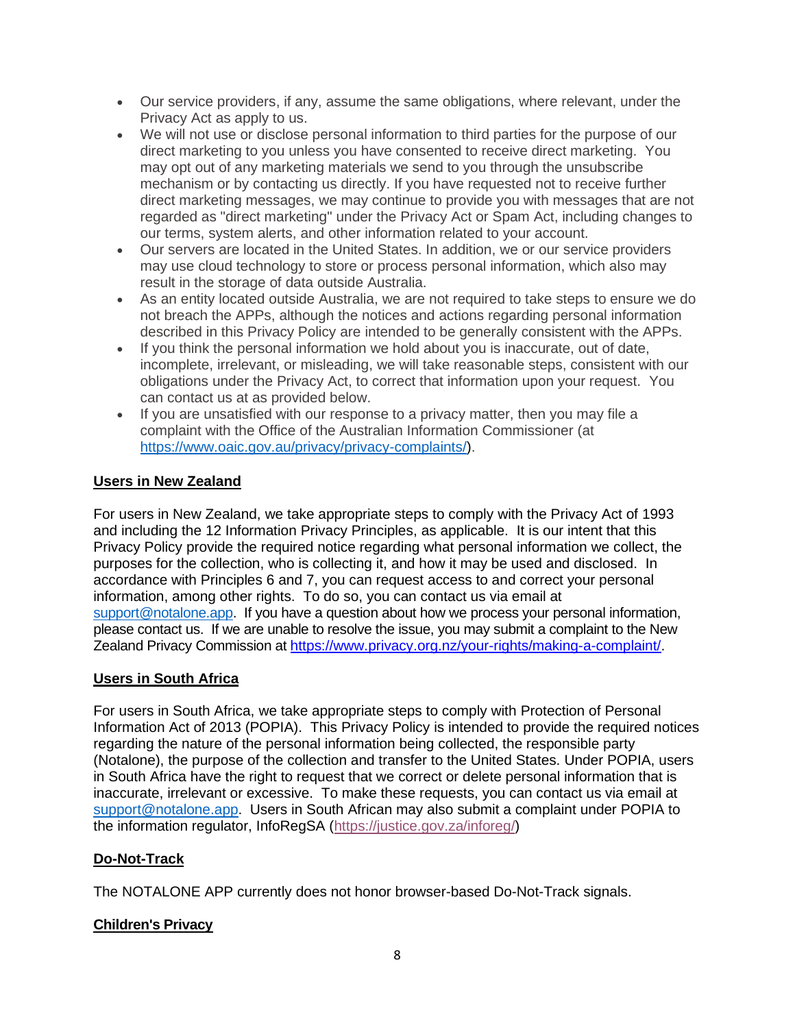- Our service providers, if any, assume the same obligations, where relevant, under the Privacy Act as apply to us.
- We will not use or disclose personal information to third parties for the purpose of our direct marketing to you unless you have consented to receive direct marketing. You may opt out of any marketing materials we send to you through the unsubscribe mechanism or by contacting us directly. If you have requested not to receive further direct marketing messages, we may continue to provide you with messages that are not regarded as "direct marketing" under the Privacy Act or Spam Act, including changes to our terms, system alerts, and other information related to your account.
- Our servers are located in the United States. In addition, we or our service providers may use cloud technology to store or process personal information, which also may result in the storage of data outside Australia.
- As an entity located outside Australia, we are not required to take steps to ensure we do not breach the APPs, although the notices and actions regarding personal information described in this Privacy Policy are intended to be generally consistent with the APPs.
- If you think the personal information we hold about you is inaccurate, out of date, incomplete, irrelevant, or misleading, we will take reasonable steps, consistent with our obligations under the Privacy Act, to correct that information upon your request. You can contact us at as provided below.
- If you are unsatisfied with our response to a privacy matter, then you may file a complaint with the Office of the Australian Information Commissioner (at https://www.oaic.gov.au/privacy/privacy-complaints/).

**Users in New Zealand**

For users in New Zealand, we take appropriate steps to comply with the Privacy Act of 1993 and including the 12 Information Privacy Principles, as applicable. It is our intent that this Privacy Policy provide the required notice regarding what personal information we collect, the purposes for the collection, who is collecting it, and how it may be used and disclosed. In accordance with Principles 6 and 7, you can request access to and correct your personal information, among other rights. To do so, you can contact us via email at support@notalone.app. If you have a question about how we process your personal information, please contact us. If we are unable to resolve the issue, you may submit a complaint to the New Zealand Privacy Commission at https://www.privacy.org.nz/your-rights/making-a-complaint/.

**Users in South Africa**

For users in South Africa, we take appropriate steps to comply with Protection of Personal Information Act of 2013 (POPIA). This Privacy Policy is intended to provide the required notices regarding the nature of the personal information being collected, the responsible party (Notalone), the purpose of the collection and transfer to the United States. Under POPIA, users in South Africa have the right to request that we correct or delete personal information that is inaccurate, irrelevant or excessive. To make these requests, you can contact us via email at support@notalone.app. Users in South African may also submit a complaint under POPIA to the information regulator, InfoRegSA (https://justice.gov.za/inforeg/)

**Do-Not-Track**

The NOTALONE APP currently does not honor browser-based Do-Not-Track signals.

**Children's Privacy**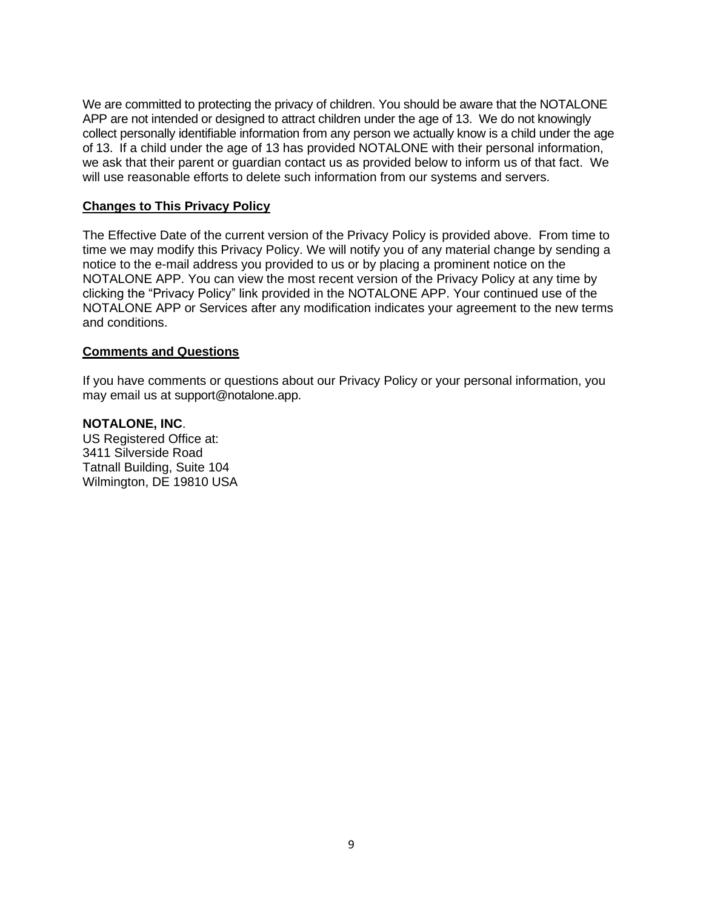We are committed to protecting the privacy of children. You should be aware that the NOTALONE APP are not intended or designed to attract children under the age of 13. We do not knowingly collect personally identifiable information from any person we actually know is a child under the age of 13. If a child under the age of 13 has provided NOTALONE with their personal information, we ask that their parent or guardian contact us as provided below to inform us of that fact. We will use reasonable efforts to delete such information from our systems and servers.

## Changes to This Privacy Policy

The Effective Date of the current version of the Privacy Policy is provided above. From time to time we may modify this Privacy Policy. We will notify you of any material change by sending a notice to the e-mail address you provided to us or by placing a prominent notice on the NOTALONE APP. You can view the most recent version of the Privacy Policy at any time by clicking the "Privacy Policy" link provided in the NOTALONE APP. Your continued use of the NOTALONE APP or Services after any modification indicates your agreement to the new terms and conditions.

## Comments and Questions

If you have comments or questions about our Privacy Policy or your personal information, you may email us at support@notalone.app.

**NOTALONE, INC**.
US Registered Office at:
3411 Silverside Road
Tatnall Building, Suite 104
Wilmington, DE 19810 USA